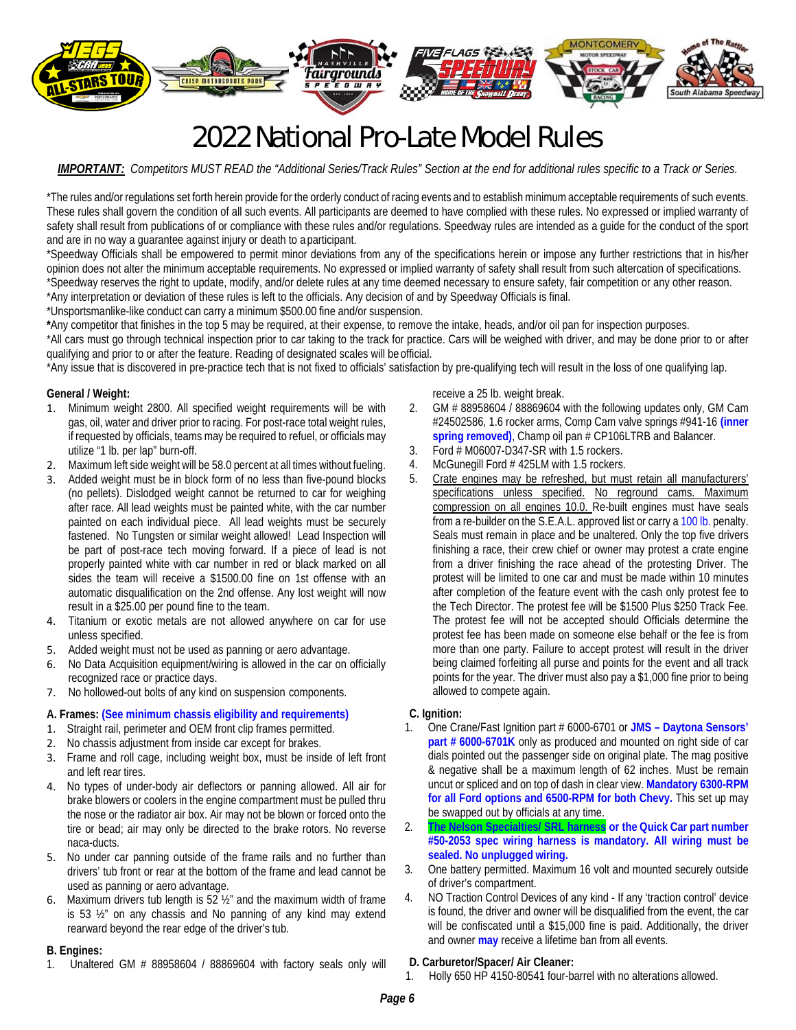# 2022 National Pro-Late Model Rules

***IMPORTANT:*** *Competitors MUST READ the "Additional Series/Track Rules" Section at the end for additional rules specific to a Track or Series.*

*The rules and/or regulations set forth herein provide for the orderly conduct of racing events and to establish minimum acceptable requirements of such events. These rules shall govern the condition of all such events. All participants are deemed to have complied with these rules. No expressed or implied warranty of safety shall result from publications of or compliance with these rules and/or regulations. Speedway rules are intended as a guide for the conduct of the sport and are in no way a guarantee against injury or death to a participant.

*Speedway Officials shall be empowered to permit minor deviations from any of the specifications herein or impose any further restrictions that in his/her opinion does not alter the minimum acceptable requirements. No expressed or implied warranty of safety shall result from such altercation of specifications.

*Speedway reserves the right to update, modify, and/or delete rules at any time deemed necessary to ensure safety, fair competition or any other reason.

*Any interpretation or deviation of these rules is left to the officials. Any decision of and by Speedway Officials is final.

*Unsportsmanlike-like conduct can carry a minimum $500.00 fine and/or suspension.

*Any competitor that finishes in the top 5 may be required, at their expense, to remove the intake, heads, and/or oil pan for inspection purposes.

*All cars must go through technical inspection prior to car taking to the track for practice. Cars will be weighed with driver, and may be done prior to or after qualifying and prior to or after the feature. Reading of designated scales will be official.

*Any issue that is discovered in pre-practice tech that is not fixed to officials' satisfaction by pre-qualifying tech will result in the loss of one qualifying lap.

**General / Weight:**

1. Minimum weight 2800. All specified weight requirements will be with gas, oil, water and driver prior to racing. For post-race total weight rules, if requested by officials, teams may be required to refuel, or officials may utilize "1 lb. per lap" burn-off.
2. Maximum left side weight will be 58.0 percent at all times without fueling.
3. Added weight must be in block form of no less than five-pound blocks (no pellets). Dislodged weight cannot be returned to car for weighing after race. All lead weights must be painted white, with the car number painted on each individual piece. All lead weights must be securely fastened. No Tungsten or similar weight allowed! Lead Inspection will be part of post-race tech moving forward. If a piece of lead is not properly painted white with car number in red or black marked on all sides the team will receive a $1500.00 fine on 1st offense with an automatic disqualification on the 2nd offense. Any lost weight will now result in a $25.00 per pound fine to the team.
4. Titanium or exotic metals are not allowed anywhere on car for use unless specified.
5. Added weight must not be used as panning or aero advantage.
6. No Data Acquisition equipment/wiring is allowed in the car on officially recognized race or practice days.
7. No hollowed-out bolts of any kind on suspension components.

**A. Frames: (See minimum chassis eligibility and requirements)**

1. Straight rail, perimeter and OEM front clip frames permitted.
2. No chassis adjustment from inside car except for brakes.
3. Frame and roll cage, including weight box, must be inside of left front and left rear tires.
4. No types of under-body air deflectors or panning allowed. All air for brake blowers or coolers in the engine compartment must be pulled thru the nose or the radiator air box. Air may not be blown or forced onto the tire or bead; air may only be directed to the brake rotors. No reverse naca-ducts.
5. No under car panning outside of the frame rails and no further than drivers' tub front or rear at the bottom of the frame and lead cannot be used as panning or aero advantage.
6. Maximum drivers tub length is 52 ½" and the maximum width of frame is 53 ½" on any chassis and No panning of any kind may extend rearward beyond the rear edge of the driver's tub.

**B. Engines:**

1. Unaltered GM # 88958604 / 88869604 with factory seals only will receive a 25 lb. weight break.
2. GM # 88958604 / 88869604 with the following updates only, GM Cam #24502586, 1.6 rocker arms, Comp Cam valve springs #941-16 **(inner spring removed)**, Champ oil pan # CP106LTRB and Balancer.
3. Ford # M06007-D347-SR with 1.5 rockers.
4. McGunegill Ford # 425LM with 1.5 rockers.
5. <u>Crate engines may be refreshed, but must retain all manufacturers' specifications unless specified. No reground cams. Maximum compression on all engines 10.0.</u> Re-built engines must have seals from a re-builder on the S.E.A.L. approved list or carry a 100 lb. penalty. Seals must remain in place and be unaltered. Only the top five drivers finishing a race, their crew chief or owner may protest a crate engine from a driver finishing the race ahead of the protesting Driver. The protest will be limited to one car and must be made within 10 minutes after completion of the feature event with the cash only protest fee to the Tech Director. The protest fee will be $1500 Plus $250 Track Fee. The protest fee will not be accepted should Officials determine the protest fee has been made on someone else behalf or the fee is from more than one party. Failure to accept protest will result in the driver being claimed forfeiting all purse and points for the event and all track points for the year. The driver must also pay a $1,000 fine prior to being allowed to compete again.

**C. Ignition:**

1. One Crane/Fast Ignition part # 6000-6701 or **JMS – Daytona Sensors' part # 6000-6701K** only as produced and mounted on right side of car dials pointed out the passenger side on original plate. The mag positive & negative shall be a maximum length of 62 inches. Must be remain uncut or spliced and on top of dash in clear view. **Mandatory 6300-RPM for all Ford options and 6500-RPM for both Chevy.** This set up may be swapped out by officials at any time.
2. **The Nelson Specialties/ SRL harness or the Quick Car part number #50-2053 spec wiring harness is mandatory. All wiring must be sealed. No unplugged wiring.**
3. One battery permitted. Maximum 16 volt and mounted securely outside of driver's compartment.
4. NO Traction Control Devices of any kind - If any 'traction control' device is found, the driver and owner will be disqualified from the event, the car will be confiscated until a $15,000 fine is paid. Additionally, the driver and owner **may** receive a lifetime ban from all events.

**D. Carburetor/Spacer/ Air Cleaner:**

1. Holly 650 HP 4150-80541 four-barrel with no alterations allowed.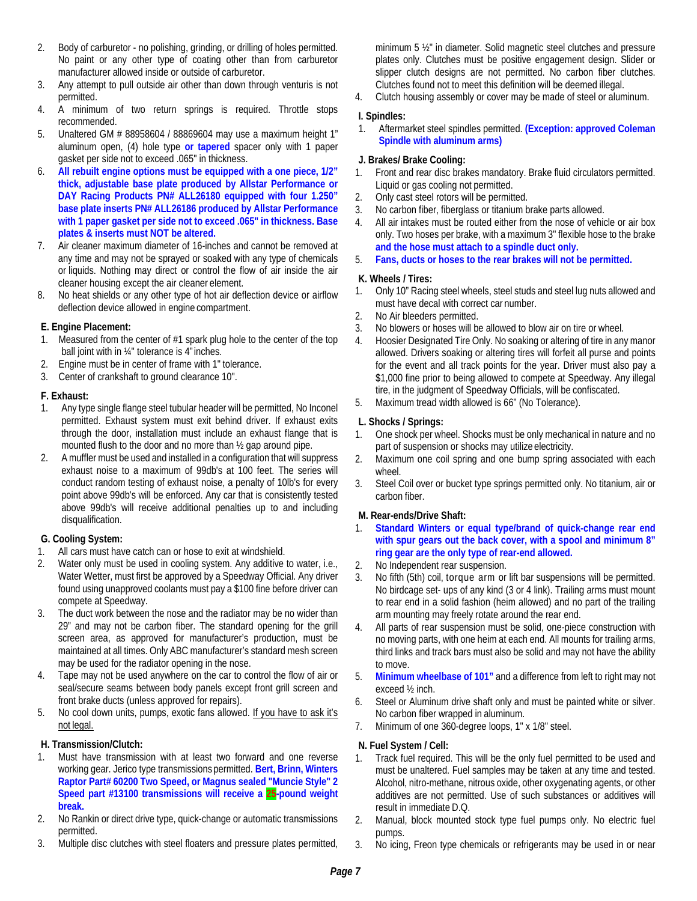2. Body of carburetor - no polishing, grinding, or drilling of holes permitted. No paint or any other type of coating other than from carburetor manufacturer allowed inside or outside of carburetor.
3. Any attempt to pull outside air other than down through venturis is not permitted.
4. A minimum of two return springs is required. Throttle stops recommended.
5. Unaltered GM # 88958604 / 88869604 may use a maximum height 1" aluminum open, (4) hole type **or tapered** spacer only with 1 paper gasket per side not to exceed .065" in thickness.
6. **All rebuilt engine options must be equipped with a one piece, 1/2" thick, adjustable base plate produced by Allstar Performance or DAY Racing Products PN# ALL26180 equipped with four 1.250" base plate inserts PN# ALL26186 produced by Allstar Performance with 1 paper gasket per side not to exceed .065" in thickness. Base plates & inserts must NOT be altered.**
7. Air cleaner maximum diameter of 16-inches and cannot be removed at any time and may not be sprayed or soaked with any type of chemicals or liquids. Nothing may direct or control the flow of air inside the air cleaner housing except the air cleaner element.
8. No heat shields or any other type of hot air deflection device or airflow deflection device allowed in engine compartment.

### E. Engine Placement:

1. Measured from the center of #1 spark plug hole to the center of the top ball joint with in ¼" tolerance is 4" inches.
2. Engine must be in center of frame with 1" tolerance.
3. Center of crankshaft to ground clearance 10".

### F. Exhaust:

1. Any type single flange steel tubular header will be permitted, No Inconel permitted. Exhaust system must exit behind driver. If exhaust exits through the door, installation must include an exhaust flange that is mounted flush to the door and no more than ½ gap around pipe.
2. A muffler must be used and installed in a configuration that will suppress exhaust noise to a maximum of 99db's at 100 feet. The series will conduct random testing of exhaust noise, a penalty of 10lb's for every point above 99db's will be enforced. Any car that is consistently tested above 99db's will receive additional penalties up to and including disqualification.

### G. Cooling System:

1. All cars must have catch can or hose to exit at windshield.
2. Water only must be used in cooling system. Any additive to water, i.e., Water Wetter, must first be approved by a Speedway Official. Any driver found using unapproved coolants must pay a $100 fine before driver can compete at Speedway.
3. The duct work between the nose and the radiator may be no wider than 29" and may not be carbon fiber. The standard opening for the grill screen area, as approved for manufacturer's production, must be maintained at all times. Only ABC manufacturer's standard mesh screen may be used for the radiator opening in the nose.
4. Tape may not be used anywhere on the car to control the flow of air or seal/secure seams between body panels except front grill screen and front brake ducts (unless approved for repairs).
5. No cool down units, pumps, exotic fans allowed. If you have to ask it's not legal.

### H. Transmission/Clutch:

1. Must have transmission with at least two forward and one reverse working gear. Jerico type transmissions permitted. **Bert, Brinn, Winters Raptor Part# 60200 Two Speed, or Magnus sealed "Muncie Style" 2 Speed part #13100 transmissions will receive a 25-pound weight break.**
2. No Rankin or direct drive type, quick-change or automatic transmissions permitted.
3. Multiple disc clutches with steel floaters and pressure plates permitted, minimum 5 ½" in diameter. Solid magnetic steel clutches and pressure plates only. Clutches must be positive engagement design. Slider or slipper clutch designs are not permitted. No carbon fiber clutches. Clutches found not to meet this definition will be deemed illegal.
4. Clutch housing assembly or cover may be made of steel or aluminum.

### I. Spindles:

1. Aftermarket steel spindles permitted. **(Exception: approved Coleman Spindle with aluminum arms)**

### J. Brakes/ Brake Cooling:

1. Front and rear disc brakes mandatory. Brake fluid circulators permitted. Liquid or gas cooling not permitted.
2. Only cast steel rotors will be permitted.
3. No carbon fiber, fiberglass or titanium brake parts allowed.
4. All air intakes must be routed either from the nose of vehicle or air box only. Two hoses per brake, with a maximum 3" flexible hose to the brake **and the hose must attach to a spindle duct only.**
5. **Fans, ducts or hoses to the rear brakes will not be permitted.**

### K. Wheels / Tires:

1. Only 10" Racing steel wheels, steel studs and steel lug nuts allowed and must have decal with correct car number.
2. No Air bleeders permitted.
3. No blowers or hoses will be allowed to blow air on tire or wheel.
4. Hoosier Designated Tire Only. No soaking or altering of tire in any manor allowed. Drivers soaking or altering tires will forfeit all purse and points for the event and all track points for the year. Driver must also pay a $1,000 fine prior to being allowed to compete at Speedway. Any illegal tire, in the judgment of Speedway Officials, will be confiscated.
5. Maximum tread width allowed is 66" (No Tolerance).

### L. Shocks / Springs:

1. One shock per wheel. Shocks must be only mechanical in nature and no part of suspension or shocks may utilize electricity.
2. Maximum one coil spring and one bump spring associated with each wheel.
3. Steel Coil over or bucket type springs permitted only. No titanium, air or carbon fiber.

### M. Rear-ends/Drive Shaft:

1. **Standard Winters or equal type/brand of quick-change rear end with spur gears out the back cover, with a spool and minimum 8" ring gear are the only type of rear-end allowed.**
2. No Independent rear suspension.
3. No fifth (5th) coil, torque arm or lift bar suspensions will be permitted. No birdcage set- ups of any kind (3 or 4 link). Trailing arms must mount to rear end in a solid fashion (heim allowed) and no part of the trailing arm mounting may freely rotate around the rear end.
4. All parts of rear suspension must be solid, one-piece construction with no moving parts, with one heim at each end. All mounts for trailing arms, third links and track bars must also be solid and may not have the ability to move.
5. **Minimum wheelbase of 101"** and a difference from left to right may not exceed ½ inch.
6. Steel or Aluminum drive shaft only and must be painted white or silver. No carbon fiber wrapped in aluminum.
7. Minimum of one 360-degree loops, 1" x 1/8" steel.

### N. Fuel System / Cell:

1. Track fuel required. This will be the only fuel permitted to be used and must be unaltered. Fuel samples may be taken at any time and tested. Alcohol, nitro-methane, nitrous oxide, other oxygenating agents, or other additives are not permitted. Use of such substances or additives will result in immediate D.Q.
2. Manual, block mounted stock type fuel pumps only. No electric fuel pumps.
3. No icing, Freon type chemicals or refrigerants may be used in or near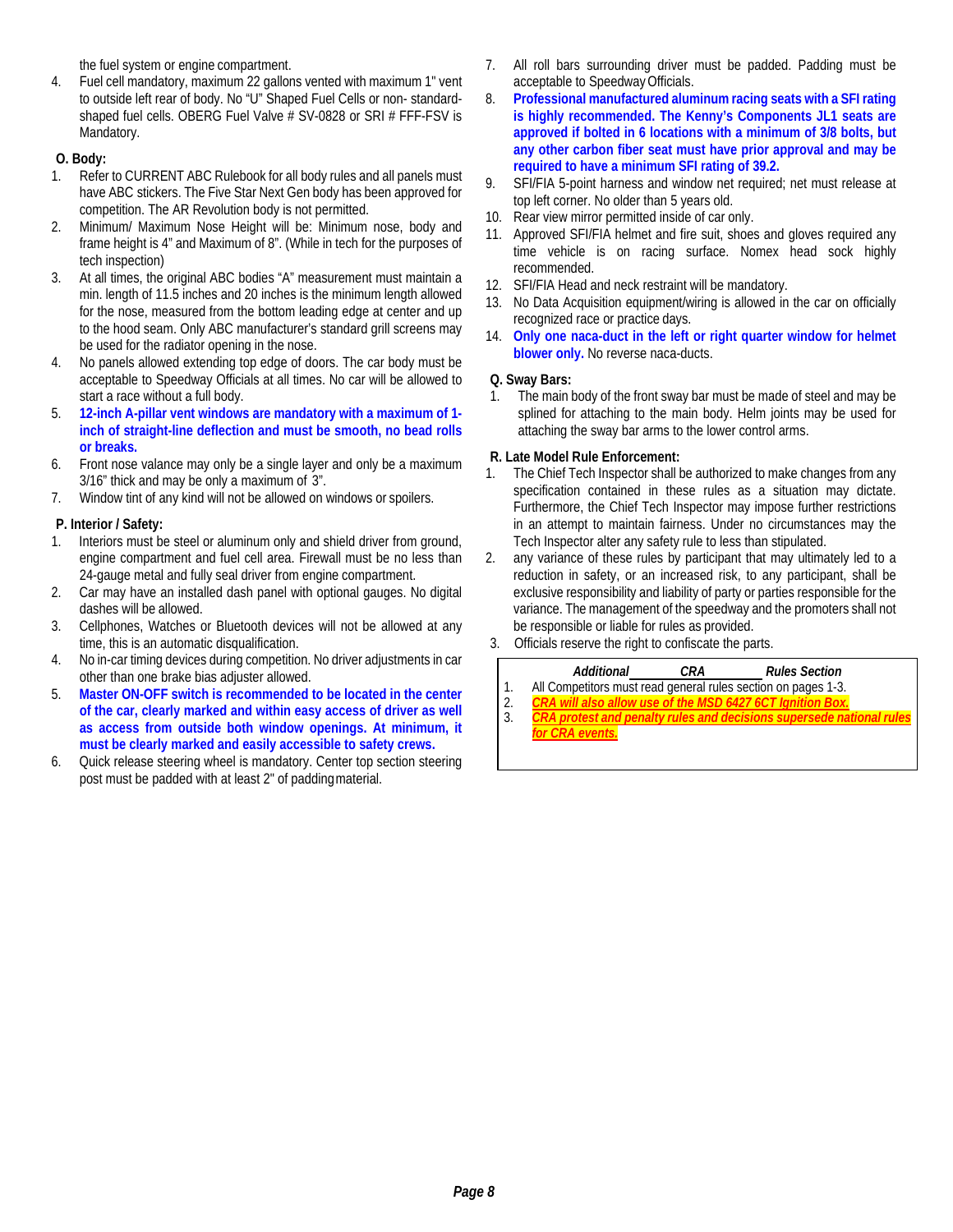the fuel system or engine compartment.

4. Fuel cell mandatory, maximum 22 gallons vented with maximum 1" vent to outside left rear of body. No "U" Shaped Fuel Cells or non- standard-shaped fuel cells. OBERG Fuel Valve # SV-0828 or SRI # FFF-FSV is Mandatory.

**O. Body:**

1. Refer to CURRENT ABC Rulebook for all body rules and all panels must have ABC stickers. The Five Star Next Gen body has been approved for competition. The AR Revolution body is not permitted.
2. Minimum/ Maximum Nose Height will be: Minimum nose, body and frame height is 4" and Maximum of 8". (While in tech for the purposes of tech inspection)
3. At all times, the original ABC bodies "A" measurement must maintain a min. length of 11.5 inches and 20 inches is the minimum length allowed for the nose, measured from the bottom leading edge at center and up to the hood seam. Only ABC manufacturer's standard grill screens may be used for the radiator opening in the nose.
4. No panels allowed extending top edge of doors. The car body must be acceptable to Speedway Officials at all times. No car will be allowed to start a race without a full body.
5. **12-inch A-pillar vent windows are mandatory with a maximum of 1-inch of straight-line deflection and must be smooth, no bead rolls or breaks.**
6. Front nose valance may only be a single layer and only be a maximum 3/16" thick and may be only a maximum of 3".
7. Window tint of any kind will not be allowed on windows or spoilers.

**P. Interior / Safety:**

1. Interiors must be steel or aluminum only and shield driver from ground, engine compartment and fuel cell area. Firewall must be no less than 24-gauge metal and fully seal driver from engine compartment.
2. Car may have an installed dash panel with optional gauges. No digital dashes will be allowed.
3. Cellphones, Watches or Bluetooth devices will not be allowed at any time, this is an automatic disqualification.
4. No in-car timing devices during competition. No driver adjustments in car other than one brake bias adjuster allowed.
5. **Master ON-OFF switch is recommended to be located in the center of the car, clearly marked and within easy access of driver as well as access from outside both window openings. At minimum, it must be clearly marked and easily accessible to safety crews.**
6. Quick release steering wheel is mandatory. Center top section steering post must be padded with at least 2" of padding material.
7. All roll bars surrounding driver must be padded. Padding must be acceptable to Speedway Officials.
8. **Professional manufactured aluminum racing seats with a SFI rating is highly recommended. The Kenny's Components JL1 seats are approved if bolted in 6 locations with a minimum of 3/8 bolts, but any other carbon fiber seat must have prior approval and may be required to have a minimum SFI rating of 39.2.**
9. SFI/FIA 5-point harness and window net required; net must release at top left corner. No older than 5 years old.
10. Rear view mirror permitted inside of car only.
11. Approved SFI/FIA helmet and fire suit, shoes and gloves required any time vehicle is on racing surface. Nomex head sock highly recommended.
12. SFI/FIA Head and neck restraint will be mandatory.
13. No Data Acquisition equipment/wiring is allowed in the car on officially recognized race or practice days.
14. **Only one naca-duct in the left or right quarter window for helmet blower only.** No reverse naca-ducts.

**Q. Sway Bars:**

1. The main body of the front sway bar must be made of steel and may be splined for attaching to the main body. Helm joints may be used for attaching the sway bar arms to the lower control arms.

**R. Late Model Rule Enforcement:**

1. The Chief Tech Inspector shall be authorized to make changes from any specification contained in these rules as a situation may dictate. Furthermore, the Chief Tech Inspector may impose further restrictions in an attempt to maintain fairness. Under no circumstances may the Tech Inspector alter any safety rule to less than stipulated.
2. any variance of these rules by participant that may ultimately led to a reduction in safety, or an increased risk, to any participant, shall be exclusive responsibility and liability of party or parties responsible for the variance. The management of the speedway and the promoters shall not be responsible or liable for rules as provided.
3. Officials reserve the right to confiscate the parts.

***Additional CRA Rules Section***

1. All Competitors must read general rules section on pages 1-3.
2. ***CRA will also allow use of the MSD 6427 6CT Ignition Box.***
3. ***CRA protest and penalty rules and decisions supersede national rules for CRA events.***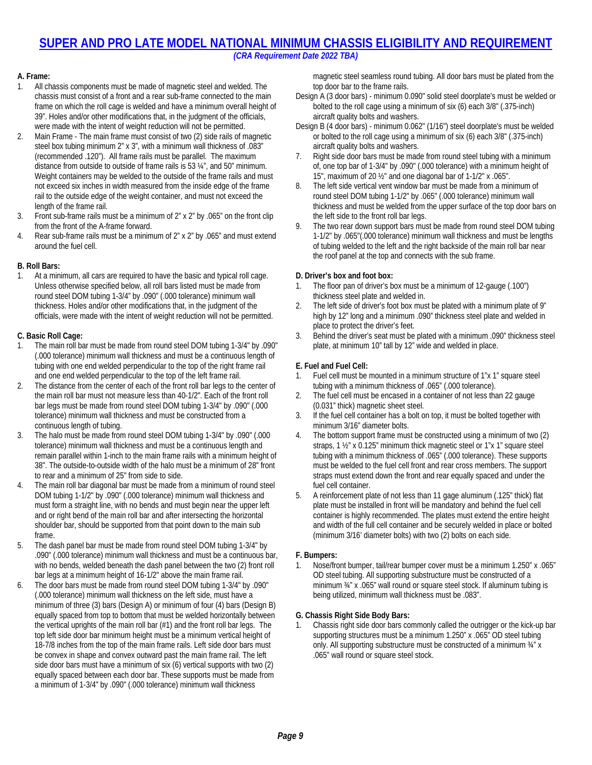# SUPER AND PRO LATE MODEL NATIONAL MINIMUM CHASSIS ELIGIBILITY AND REQUIREMENT

*(CRA Requirement Date 2022 TBA)*

**A. Frame:**

1. All chassis components must be made of magnetic steel and welded. The chassis must consist of a front and a rear sub-frame connected to the main frame on which the roll cage is welded and have a minimum overall height of 39". Holes and/or other modifications that, in the judgment of the officials, were made with the intent of weight reduction will not be permitted.
2. Main Frame - The main frame must consist of two (2) side rails of magnetic steel box tubing minimum 2" x 3", with a minimum wall thickness of .083" (recommended .120"). All frame rails must be parallel. The maximum distance from outside to outside of frame rails is 53 ¼", and 50" minimum. Weight containers may be welded to the outside of the frame rails and must not exceed six inches in width measured from the inside edge of the frame rail to the outside edge of the weight container, and must not exceed the length of the frame rail.
3. Front sub-frame rails must be a minimum of 2" x 2" by .065" on the front clip from the front of the A-frame forward.
4. Rear sub-frame rails must be a minimum of 2" x 2" by .065" and must extend around the fuel cell.

**B. Roll Bars:**

1. At a minimum, all cars are required to have the basic and typical roll cage. Unless otherwise specified below, all roll bars listed must be made from round steel DOM tubing 1-3/4" by .090" (.000 tolerance) minimum wall thickness. Holes and/or other modifications that, in the judgment of the officials, were made with the intent of weight reduction will not be permitted.

**C. Basic Roll Cage:**

1. The main roll bar must be made from round steel DOM tubing 1-3/4" by .090" (.000 tolerance) minimum wall thickness and must be a continuous length of tubing with one end welded perpendicular to the top of the right frame rail and one end welded perpendicular to the top of the left frame rail.
2. The distance from the center of each of the front roll bar legs to the center of the main roll bar must not measure less than 40-1/2". Each of the front roll bar legs must be made from round steel DOM tubing 1-3/4" by .090" (.000 tolerance) minimum wall thickness and must be constructed from a continuous length of tubing.
3. The halo must be made from round steel DOM tubing 1-3/4" by .090" (.000 tolerance) minimum wall thickness and must be a continuous length and remain parallel within 1-inch to the main frame rails with a minimum height of 38". The outside-to-outside width of the halo must be a minimum of 28" front to rear and a minimum of 25" from side to side.
4. The main roll bar diagonal bar must be made from a minimum of round steel DOM tubing 1-1/2" by .090" (.000 tolerance) minimum wall thickness and must form a straight line, with no bends and must begin near the upper left and or right bend of the main roll bar and after intersecting the horizontal shoulder bar, should be supported from that point down to the main sub frame.
5. The dash panel bar must be made from round steel DOM tubing 1-3/4" by .090" (.000 tolerance) minimum wall thickness and must be a continuous bar, with no bends, welded beneath the dash panel between the two (2) front roll bar legs at a minimum height of 16-1/2" above the main frame rail.
6. The door bars must be made from round steel DOM tubing 1-3/4" by .090" (.000 tolerance) minimum wall thickness on the left side, must have a minimum of three (3) bars (Design A) or minimum of four (4) bars (Design B) equally spaced from top to bottom that must be welded horizontally between the vertical uprights of the main roll bar (#1) and the front roll bar legs. The top left side door bar minimum height must be a minimum vertical height of 18-7/8 inches from the top of the main frame rails. Left side door bars must be convex in shape and convex outward past the main frame rail. The left side door bars must have a minimum of six (6) vertical supports with two (2) equally spaced between each door bar. These supports must be made from a minimum of 1-3/4" by .090" (.000 tolerance) minimum wall thickness magnetic steel seamless round tubing. All door bars must be plated from the top door bar to the frame rails.

   Design A (3 door bars) - minimum 0.090" solid steel doorplate's must be welded or bolted to the roll cage using a minimum of six (6) each 3/8" (.375-inch) aircraft quality bolts and washers.

   Design B (4 door bars) - minimum 0.062" (1/16") steel doorplate's must be welded or bolted to the roll cage using a minimum of six (6) each 3/8" (.375-inch) aircraft quality bolts and washers.
7. Right side door bars must be made from round steel tubing with a minimum of, one top bar of 1-3/4" by .090" (.000 tolerance) with a minimum height of 15", maximum of 20 ½" and one diagonal bar of 1-1/2" x .065".
8. The left side vertical vent window bar must be made from a minimum of round steel DOM tubing 1-1/2" by .065" (.000 tolerance) minimum wall thickness and must be welded from the upper surface of the top door bars on the left side to the front roll bar legs.
9. The two rear down support bars must be made from round steel DOM tubing 1-1/2" by .065"(.000 tolerance) minimum wall thickness and must be lengths of tubing welded to the left and the right backside of the main roll bar near the roof panel at the top and connects with the sub frame.

**D. Driver's box and foot box:**

1. The floor pan of driver's box must be a minimum of 12-gauge (.100") thickness steel plate and welded in.
2. The left side of driver's foot box must be plated with a minimum plate of 9" high by 12" long and a minimum .090" thickness steel plate and welded in place to protect the driver's feet.
3. Behind the driver's seat must be plated with a minimum .090" thickness steel plate, at minimum 10" tall by 12" wide and welded in place.

**E. Fuel and Fuel Cell:**

1. Fuel cell must be mounted in a minimum structure of 1"x 1" square steel tubing with a minimum thickness of .065" (.000 tolerance).
2. The fuel cell must be encased in a container of not less than 22 gauge (0.031" thick) magnetic sheet steel.
3. If the fuel cell container has a bolt on top, it must be bolted together with minimum 3/16" diameter bolts.
4. The bottom support frame must be constructed using a minimum of two (2) straps, 1 ½" x 0.125" minimum thick magnetic steel or 1"x 1" square steel tubing with a minimum thickness of .065" (.000 tolerance). These supports must be welded to the fuel cell front and rear cross members. The support straps must extend down the front and rear equally spaced and under the fuel cell container.
5. A reinforcement plate of not less than 11 gage aluminum (.125" thick) flat plate must be installed in front will be mandatory and behind the fuel cell container is highly recommended. The plates must extend the entire height and width of the full cell container and be securely welded in place or bolted (minimum 3/16' diameter bolts) with two (2) bolts on each side.

**F. Bumpers:**

1. Nose/front bumper, tail/rear bumper cover must be a minimum 1.250" x .065" OD steel tubing. All supporting substructure must be constructed of a minimum ¾" x .065" wall round or square steel stock. If aluminum tubing is being utilized, minimum wall thickness must be .083".

**G. Chassis Right Side Body Bars:**

1. Chassis right side door bars commonly called the outrigger or the kick-up bar supporting structures must be a minimum 1.250" x .065" OD steel tubing only. All supporting substructure must be constructed of a minimum ¾" x .065" wall round or square steel stock.